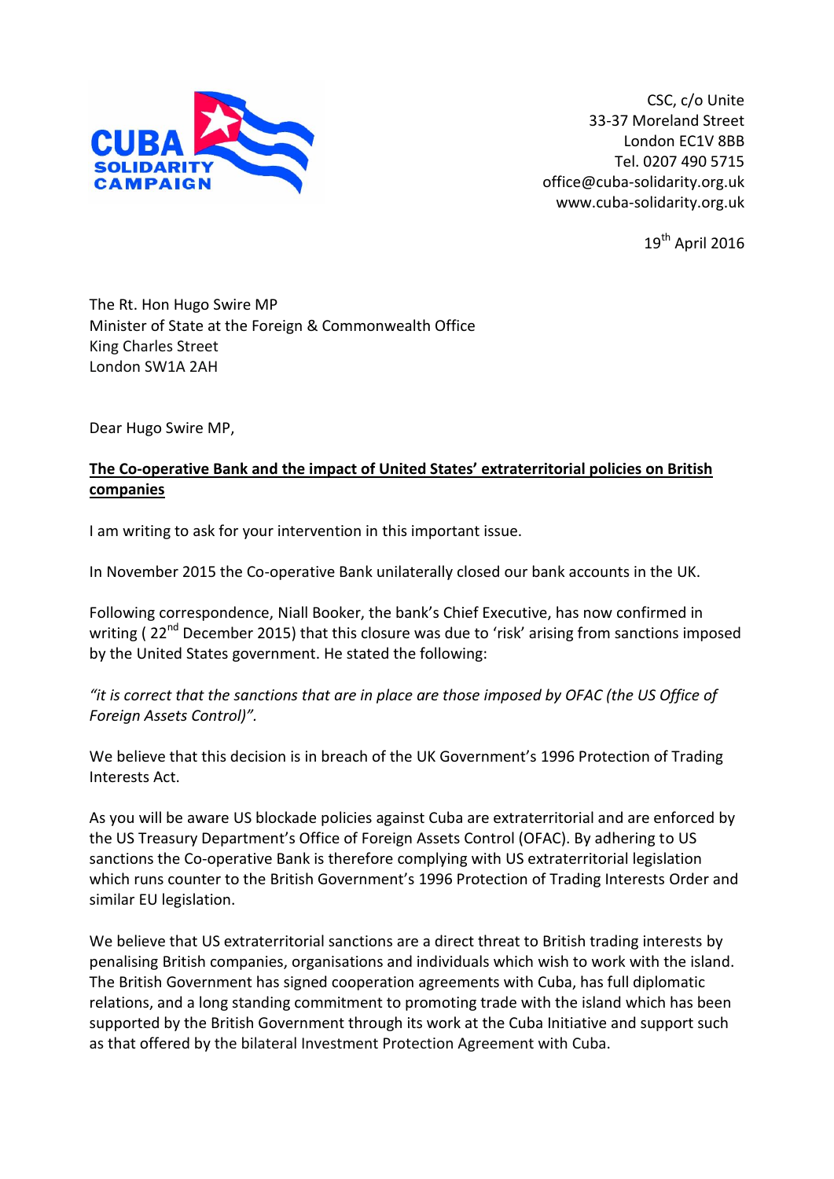CUBA SOLIDARITY CAMPAIGN

CSC, c/o Unite
33-37 Moreland Street
London EC1V 8BB
Tel. 0207 490 5715
office@cuba-solidarity.org.uk
www.cuba-solidarity.org.uk

19th April 2016

The Rt. Hon Hugo Swire MP
Minister of State at the Foreign & Commonwealth Office
King Charles Street
London SW1A 2AH

Dear Hugo Swire MP,

**The Co-operative Bank and the impact of United States' extraterritorial policies on British companies**

I am writing to ask for your intervention in this important issue.

In November 2015 the Co-operative Bank unilaterally closed our bank accounts in the UK.

Following correspondence, Niall Booker, the bank's Chief Executive, has now confirmed in writing ( 22nd December 2015) that this closure was due to 'risk' arising from sanctions imposed by the United States government. He stated the following:

*"it is correct that the sanctions that are in place are those imposed by OFAC (the US Office of Foreign Assets Control)".*

We believe that this decision is in breach of the UK Government's 1996 Protection of Trading Interests Act.

As you will be aware US blockade policies against Cuba are extraterritorial and are enforced by the US Treasury Department's Office of Foreign Assets Control (OFAC). By adhering to US sanctions the Co-operative Bank is therefore complying with US extraterritorial legislation which runs counter to the British Government's 1996 Protection of Trading Interests Order and similar EU legislation.

We believe that US extraterritorial sanctions are a direct threat to British trading interests by penalising British companies, organisations and individuals which wish to work with the island. The British Government has signed cooperation agreements with Cuba, has full diplomatic relations, and a long standing commitment to promoting trade with the island which has been supported by the British Government through its work at the Cuba Initiative and support such as that offered by the bilateral Investment Protection Agreement with Cuba.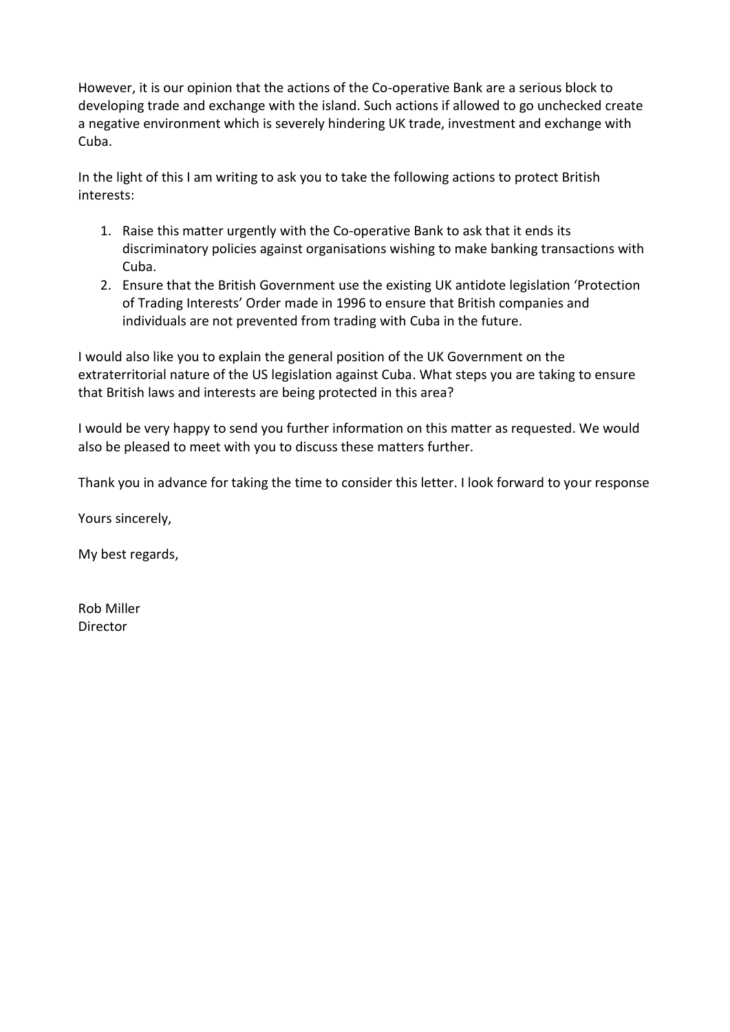However, it is our opinion that the actions of the Co-operative Bank are a serious block to developing trade and exchange with the island. Such actions if allowed to go unchecked create a negative environment which is severely hindering UK trade, investment and exchange with Cuba.

In the light of this I am writing to ask you to take the following actions to protect British interests:

1. Raise this matter urgently with the Co-operative Bank to ask that it ends its discriminatory policies against organisations wishing to make banking transactions with Cuba.
2. Ensure that the British Government use the existing UK antidote legislation 'Protection of Trading Interests' Order made in 1996 to ensure that British companies and individuals are not prevented from trading with Cuba in the future.

I would also like you to explain the general position of the UK Government on the extraterritorial nature of the US legislation against Cuba. What steps you are taking to ensure that British laws and interests are being protected in this area?

I would be very happy to send you further information on this matter as requested. We would also be pleased to meet with you to discuss these matters further.

Thank you in advance for taking the time to consider this letter. I look forward to your response

Yours sincerely,

My best regards,

Rob Miller
Director